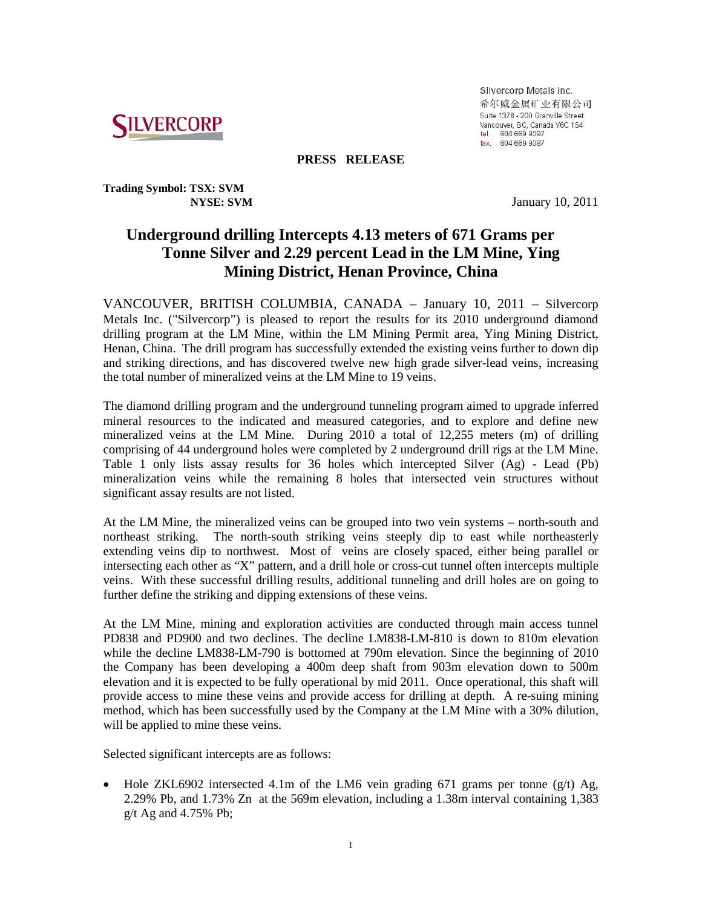SILVERCORP

Silvercorp Metals Inc.
希尔威金属矿业有限公司
Suite 1378 - 200 Granville Street
Vancouver, BC, Canada V6C 1S4
tel. 604 669 9397
fax. 604 669 9387

**PRESS RELEASE**

**Trading Symbol: TSX: SVM**
**NYSE: SVM**

January 10, 2011

# Underground drilling Intercepts 4.13 meters of 671 Grams per Tonne Silver and 2.29 percent Lead in the LM Mine, Ying Mining District, Henan Province, China

VANCOUVER, BRITISH COLUMBIA, CANADA – January 10, 2011 – Silvercorp Metals Inc. ("Silvercorp") is pleased to report the results for its 2010 underground diamond drilling program at the LM Mine, within the LM Mining Permit area, Ying Mining District, Henan, China. The drill program has successfully extended the existing veins further to down dip and striking directions, and has discovered twelve new high grade silver-lead veins, increasing the total number of mineralized veins at the LM Mine to 19 veins.

The diamond drilling program and the underground tunneling program aimed to upgrade inferred mineral resources to the indicated and measured categories, and to explore and define new mineralized veins at the LM Mine. During 2010 a total of 12,255 meters (m) of drilling comprising of 44 underground holes were completed by 2 underground drill rigs at the LM Mine. Table 1 only lists assay results for 36 holes which intercepted Silver (Ag) - Lead (Pb) mineralization veins while the remaining 8 holes that intersected vein structures without significant assay results are not listed.

At the LM Mine, the mineralized veins can be grouped into two vein systems – north-south and northeast striking. The north-south striking veins steeply dip to east while northeasterly extending veins dip to northwest. Most of veins are closely spaced, either being parallel or intersecting each other as "X" pattern, and a drill hole or cross-cut tunnel often intercepts multiple veins. With these successful drilling results, additional tunneling and drill holes are on going to further define the striking and dipping extensions of these veins.

At the LM Mine, mining and exploration activities are conducted through main access tunnel PD838 and PD900 and two declines. The decline LM838-LM-810 is down to 810m elevation while the decline LM838-LM-790 is bottomed at 790m elevation. Since the beginning of 2010 the Company has been developing a 400m deep shaft from 903m elevation down to 500m elevation and it is expected to be fully operational by mid 2011. Once operational, this shaft will provide access to mine these veins and provide access for drilling at depth. A re-suing mining method, which has been successfully used by the Company at the LM Mine with a 30% dilution, will be applied to mine these veins.

Selected significant intercepts are as follows:

- Hole ZKL6902 intersected 4.1m of the LM6 vein grading 671 grams per tonne (g/t) Ag, 2.29% Pb, and 1.73% Zn at the 569m elevation, including a 1.38m interval containing 1,383 g/t Ag and 4.75% Pb;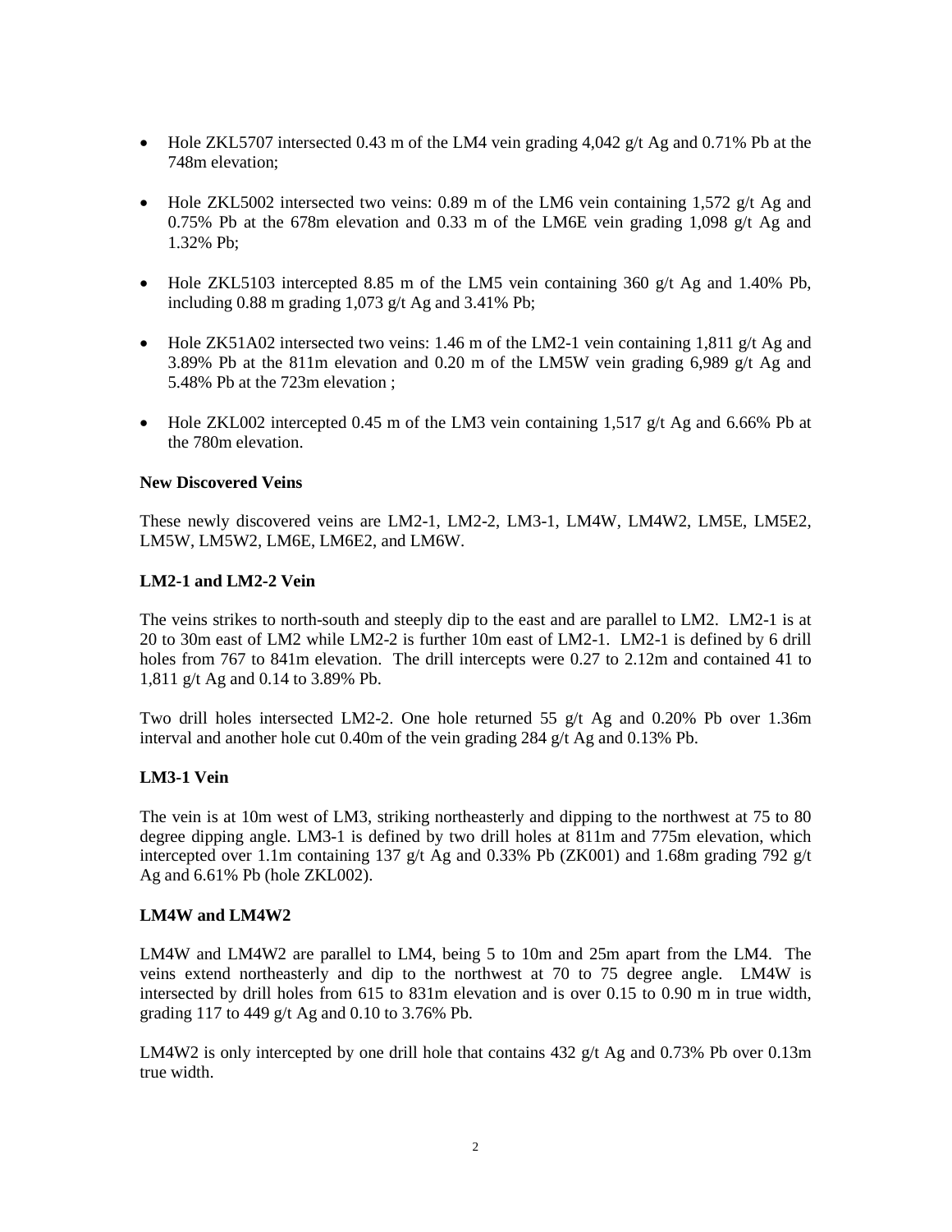- Hole ZKL5707 intersected 0.43 m of the LM4 vein grading 4,042 g/t Ag and 0.71% Pb at the 748m elevation;

- Hole ZKL5002 intersected two veins: 0.89 m of the LM6 vein containing 1,572 g/t Ag and 0.75% Pb at the 678m elevation and 0.33 m of the LM6E vein grading 1,098 g/t Ag and 1.32% Pb;

- Hole ZKL5103 intercepted 8.85 m of the LM5 vein containing 360 g/t Ag and 1.40% Pb, including 0.88 m grading 1,073 g/t Ag and 3.41% Pb;

- Hole ZK51A02 intersected two veins: 1.46 m of the LM2-1 vein containing 1,811 g/t Ag and 3.89% Pb at the 811m elevation and 0.20 m of the LM5W vein grading 6,989 g/t Ag and 5.48% Pb at the 723m elevation ;

- Hole ZKL002 intercepted 0.45 m of the LM3 vein containing 1,517 g/t Ag and 6.66% Pb at the 780m elevation.

**New Discovered Veins**

These newly discovered veins are LM2-1, LM2-2, LM3-1, LM4W, LM4W2, LM5E, LM5E2, LM5W, LM5W2, LM6E, LM6E2, and LM6W.

**LM2-1 and LM2-2 Vein**

The veins strikes to north-south and steeply dip to the east and are parallel to LM2. LM2-1 is at 20 to 30m east of LM2 while LM2-2 is further 10m east of LM2-1. LM2-1 is defined by 6 drill holes from 767 to 841m elevation. The drill intercepts were 0.27 to 2.12m and contained 41 to 1,811 g/t Ag and 0.14 to 3.89% Pb.

Two drill holes intersected LM2-2. One hole returned 55 g/t Ag and 0.20% Pb over 1.36m interval and another hole cut 0.40m of the vein grading 284 g/t Ag and 0.13% Pb.

**LM3-1 Vein**

The vein is at 10m west of LM3, striking northeasterly and dipping to the northwest at 75 to 80 degree dipping angle. LM3-1 is defined by two drill holes at 811m and 775m elevation, which intercepted over 1.1m containing 137 g/t Ag and 0.33% Pb (ZK001) and 1.68m grading 792 g/t Ag and 6.61% Pb (hole ZKL002).

**LM4W and LM4W2**

LM4W and LM4W2 are parallel to LM4, being 5 to 10m and 25m apart from the LM4. The veins extend northeasterly and dip to the northwest at 70 to 75 degree angle. LM4W is intersected by drill holes from 615 to 831m elevation and is over 0.15 to 0.90 m in true width, grading 117 to 449 g/t Ag and 0.10 to 3.76% Pb.

LM4W2 is only intercepted by one drill hole that contains 432 g/t Ag and 0.73% Pb over 0.13m true width.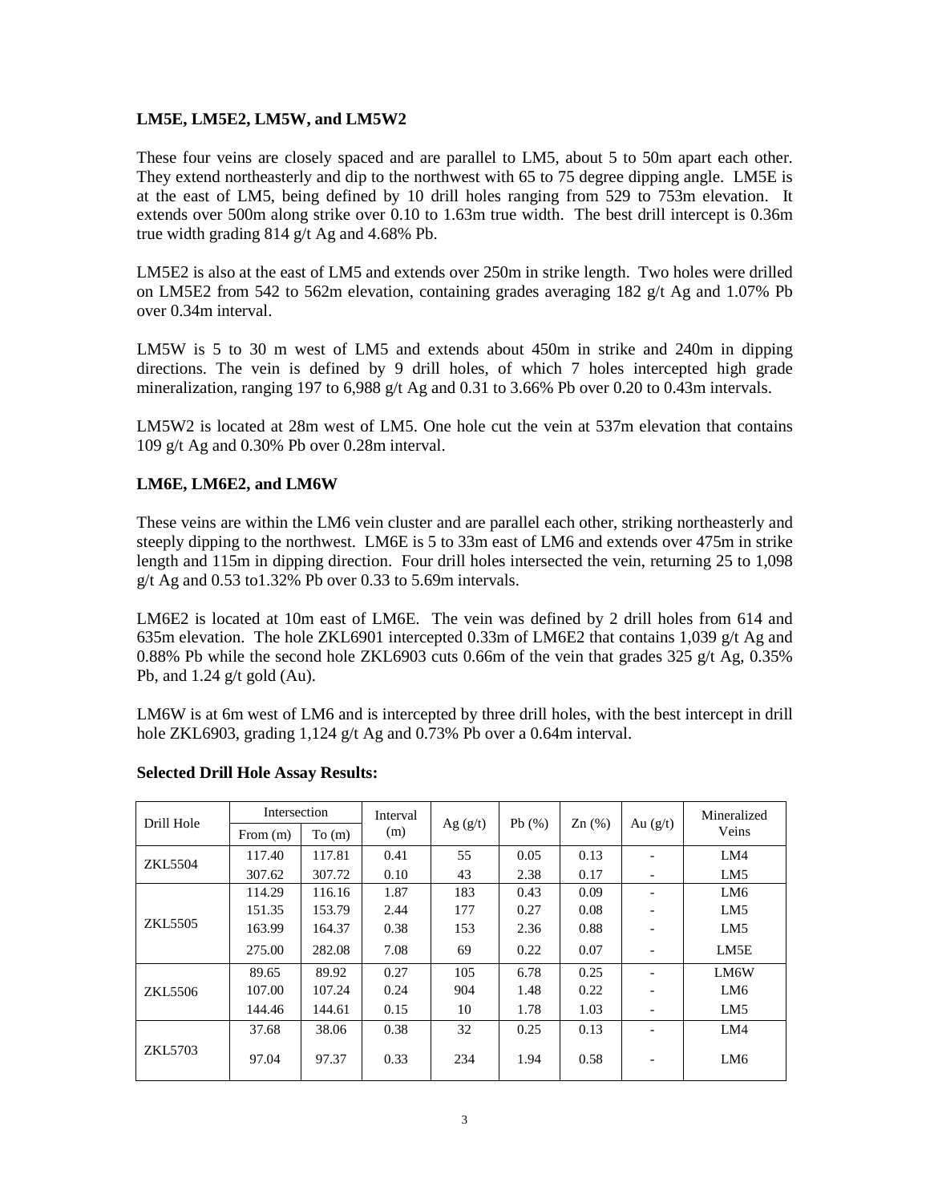**LM5E, LM5E2, LM5W, and LM5W2**

These four veins are closely spaced and are parallel to LM5, about 5 to 50m apart each other. They extend northeasterly and dip to the northwest with 65 to 75 degree dipping angle. LM5E is at the east of LM5, being defined by 10 drill holes ranging from 529 to 753m elevation. It extends over 500m along strike over 0.10 to 1.63m true width. The best drill intercept is 0.36m true width grading 814 g/t Ag and 4.68% Pb.

LM5E2 is also at the east of LM5 and extends over 250m in strike length. Two holes were drilled on LM5E2 from 542 to 562m elevation, containing grades averaging 182 g/t Ag and 1.07% Pb over 0.34m interval.

LM5W is 5 to 30 m west of LM5 and extends about 450m in strike and 240m in dipping directions. The vein is defined by 9 drill holes, of which 7 holes intercepted high grade mineralization, ranging 197 to 6,988 g/t Ag and 0.31 to 3.66% Pb over 0.20 to 0.43m intervals.

LM5W2 is located at 28m west of LM5. One hole cut the vein at 537m elevation that contains 109 g/t Ag and 0.30% Pb over 0.28m interval.

**LM6E, LM6E2, and LM6W**

These veins are within the LM6 vein cluster and are parallel each other, striking northeasterly and steeply dipping to the northwest. LM6E is 5 to 33m east of LM6 and extends over 475m in strike length and 115m in dipping direction. Four drill holes intersected the vein, returning 25 to 1,098 g/t Ag and 0.53 to1.32% Pb over 0.33 to 5.69m intervals.

LM6E2 is located at 10m east of LM6E. The vein was defined by 2 drill holes from 614 and 635m elevation. The hole ZKL6901 intercepted 0.33m of LM6E2 that contains 1,039 g/t Ag and 0.88% Pb while the second hole ZKL6903 cuts 0.66m of the vein that grades 325 g/t Ag, 0.35% Pb, and 1.24 g/t gold (Au).

LM6W is at 6m west of LM6 and is intercepted by three drill holes, with the best intercept in drill hole ZKL6903, grading 1,124 g/t Ag and 0.73% Pb over a 0.64m interval.

**Selected Drill Hole Assay Results:**

| Drill Hole | Intersection | | Interval (m) | Ag (g/t) | Pb (%) | Zn (%) | Au (g/t) | Mineralized Veins |
|---|---|---|---|---|---|---|---|---|
| | From (m) | To (m) | | | | | | |
| ZKL5504 | 117.40 | 117.81 | 0.41 | 55 | 0.05 | 0.13 | - | LM4 |
| | 307.62 | 307.72 | 0.10 | 43 | 2.38 | 0.17 | - | LM5 |
| ZKL5505 | 114.29 | 116.16 | 1.87 | 183 | 0.43 | 0.09 | - | LM6 |
| | 151.35 | 153.79 | 2.44 | 177 | 0.27 | 0.08 | - | LM5 |
| | 163.99 | 164.37 | 0.38 | 153 | 2.36 | 0.88 | - | LM5 |
| | 275.00 | 282.08 | 7.08 | 69 | 0.22 | 0.07 | - | LM5E |
| ZKL5506 | 89.65 | 89.92 | 0.27 | 105 | 6.78 | 0.25 | - | LM6W |
| | 107.00 | 107.24 | 0.24 | 904 | 1.48 | 0.22 | - | LM6 |
| | 144.46 | 144.61 | 0.15 | 10 | 1.78 | 1.03 | - | LM5 |
| ZKL5703 | 37.68 | 38.06 | 0.38 | 32 | 0.25 | 0.13 | - | LM4 |
| | 97.04 | 97.37 | 0.33 | 234 | 1.94 | 0.58 | - | LM6 |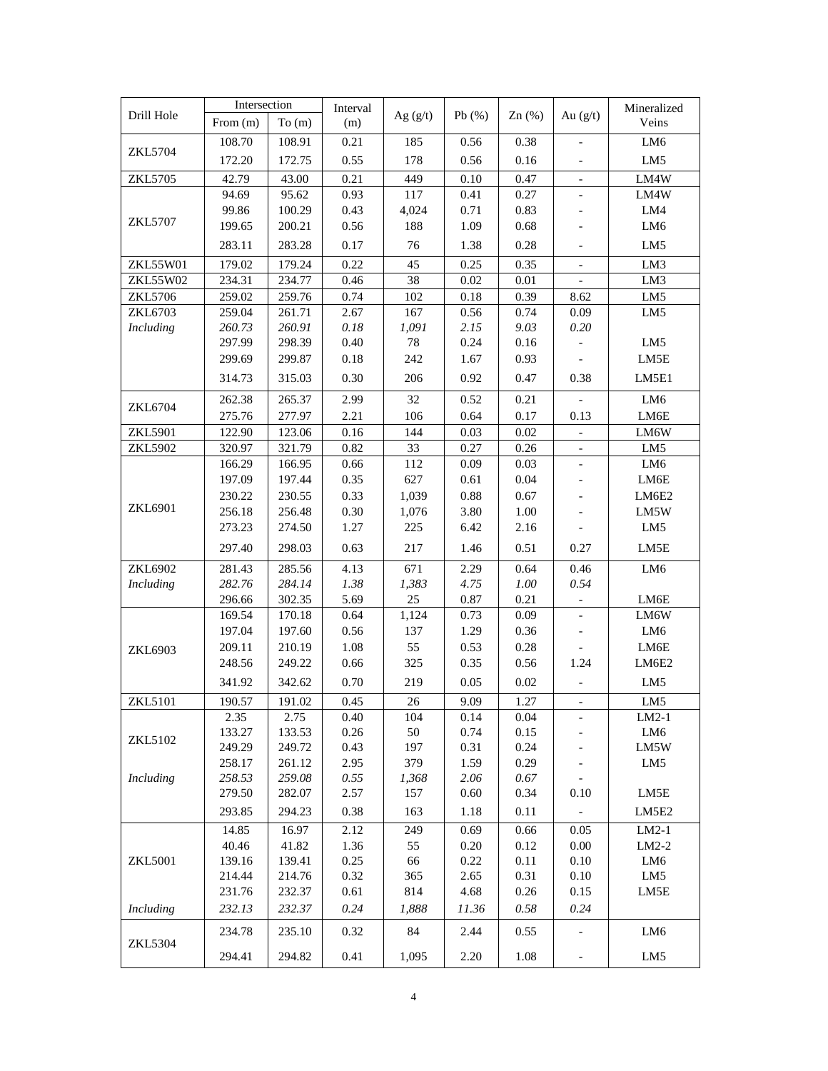| Drill Hole | Intersection | | Interval (m) | Ag (g/t) | Pb (%) | Zn (%) | Au (g/t) | Mineralized Veins |
|---|---|---|---|---|---|---|---|---|
| | From (m) | To (m) | | | | | | |
| ZKL5704 | 108.70 | 108.91 | 0.21 | 185 | 0.56 | 0.38 | - | LM6 |
| | 172.20 | 172.75 | 0.55 | 178 | 0.56 | 0.16 | - | LM5 |
| ZKL5705 | 42.79 | 43.00 | 0.21 | 449 | 0.10 | 0.47 | - | LM4W |
| ZKL5707 | 94.69 | 95.62 | 0.93 | 117 | 0.41 | 0.27 | - | LM4W |
| | 99.86 | 100.29 | 0.43 | 4,024 | 0.71 | 0.83 | - | LM4 |
| | 199.65 | 200.21 | 0.56 | 188 | 1.09 | 0.68 | - | LM6 |
| | 283.11 | 283.28 | 0.17 | 76 | 1.38 | 0.28 | - | LM5 |
| ZKL55W01 | 179.02 | 179.24 | 0.22 | 45 | 0.25 | 0.35 | - | LM3 |
| ZKL55W02 | 234.31 | 234.77 | 0.46 | 38 | 0.02 | 0.01 | - | LM3 |
| ZKL5706 | 259.02 | 259.76 | 0.74 | 102 | 0.18 | 0.39 | 8.62 | LM5 |
| ZKL6703 | 259.04 | 261.71 | 2.67 | 167 | 0.56 | 0.74 | 0.09 | LM5 |
| *Including* | *260.73* | *260.91* | *0.18* | *1,091* | *2.15* | *9.03* | *0.20* | |
| | 297.99 | 298.39 | 0.40 | 78 | 0.24 | 0.16 | - | LM5 |
| | 299.69 | 299.87 | 0.18 | 242 | 1.67 | 0.93 | - | LM5E |
| | 314.73 | 315.03 | 0.30 | 206 | 0.92 | 0.47 | 0.38 | LM5E1 |
| ZKL6704 | 262.38 | 265.37 | 2.99 | 32 | 0.52 | 0.21 | - | LM6 |
| | 275.76 | 277.97 | 2.21 | 106 | 0.64 | 0.17 | 0.13 | LM6E |
| ZKL5901 | 122.90 | 123.06 | 0.16 | 144 | 0.03 | 0.02 | - | LM6W |
| ZKL5902 | 320.97 | 321.79 | 0.82 | 33 | 0.27 | 0.26 | - | LM5 |
| ZKL6901 | 166.29 | 166.95 | 0.66 | 112 | 0.09 | 0.03 | - | LM6 |
| | 197.09 | 197.44 | 0.35 | 627 | 0.61 | 0.04 | - | LM6E |
| | 230.22 | 230.55 | 0.33 | 1,039 | 0.88 | 0.67 | - | LM6E2 |
| | 256.18 | 256.48 | 0.30 | 1,076 | 3.80 | 1.00 | - | LM5W |
| | 273.23 | 274.50 | 1.27 | 225 | 6.42 | 2.16 | - | LM5 |
| | 297.40 | 298.03 | 0.63 | 217 | 1.46 | 0.51 | 0.27 | LM5E |
| ZKL6902 | 281.43 | 285.56 | 4.13 | 671 | 2.29 | 0.64 | 0.46 | LM6 |
| *Including* | *282.76* | *284.14* | *1.38* | *1,383* | *4.75* | *1.00* | *0.54* | |
| | 296.66 | 302.35 | 5.69 | 25 | 0.87 | 0.21 | - | LM6E |
| ZKL6903 | 169.54 | 170.18 | 0.64 | 1,124 | 0.73 | 0.09 | - | LM6W |
| | 197.04 | 197.60 | 0.56 | 137 | 1.29 | 0.36 | - | LM6 |
| | 209.11 | 210.19 | 1.08 | 55 | 0.53 | 0.28 | - | LM6E |
| | 248.56 | 249.22 | 0.66 | 325 | 0.35 | 0.56 | 1.24 | LM6E2 |
| | 341.92 | 342.62 | 0.70 | 219 | 0.05 | 0.02 | - | LM5 |
| ZKL5101 | 190.57 | 191.02 | 0.45 | 26 | 9.09 | 1.27 | - | LM5 |
| ZKL5102 | 2.35 | 2.75 | 0.40 | 104 | 0.14 | 0.04 | - | LM2-1 |
| | 133.27 | 133.53 | 0.26 | 50 | 0.74 | 0.15 | - | LM6 |
| | 249.29 | 249.72 | 0.43 | 197 | 0.31 | 0.24 | - | LM5W |
| | 258.17 | 261.12 | 2.95 | 379 | 1.59 | 0.29 | - | LM5 |
| *Including* | *258.53* | *259.08* | *0.55* | *1,368* | *2.06* | *0.67* | - | |
| | 279.50 | 282.07 | 2.57 | 157 | 0.60 | 0.34 | 0.10 | LM5E |
| | 293.85 | 294.23 | 0.38 | 163 | 1.18 | 0.11 | - | LM5E2 |
| ZKL5001 | 14.85 | 16.97 | 2.12 | 249 | 0.69 | 0.66 | 0.05 | LM2-1 |
| | 40.46 | 41.82 | 1.36 | 55 | 0.20 | 0.12 | 0.00 | LM2-2 |
| | 139.16 | 139.41 | 0.25 | 66 | 0.22 | 0.11 | 0.10 | LM6 |
| | 214.44 | 214.76 | 0.32 | 365 | 2.65 | 0.31 | 0.10 | LM5 |
| | 231.76 | 232.37 | 0.61 | 814 | 4.68 | 0.26 | 0.15 | LM5E |
| *Including* | *232.13* | *232.37* | *0.24* | *1,888* | *11.36* | *0.58* | *0.24* | |
| ZKL5304 | 234.78 | 235.10 | 0.32 | 84 | 2.44 | 0.55 | - | LM6 |
| | 294.41 | 294.82 | 0.41 | 1,095 | 2.20 | 1.08 | - | LM5 |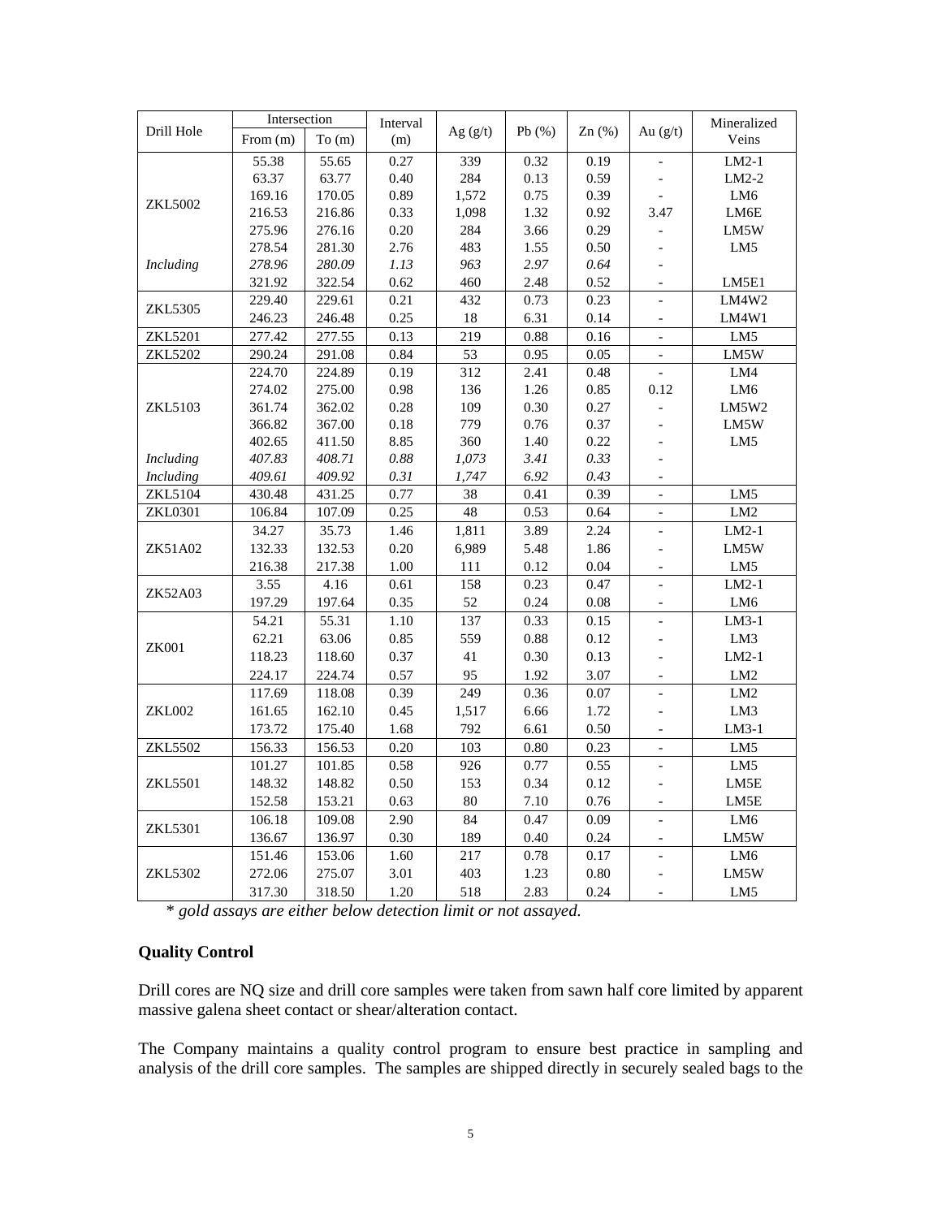| Drill Hole | Intersection | | Interval (m) | Ag (g/t) | Pb (%) | Zn (%) | Au (g/t) | Mineralized Veins |
|---|---|---|---|---|---|---|---|---|
| | From (m) | To (m) | | | | | | |
| ZKL5002 | 55.38 | 55.65 | 0.27 | 339 | 0.32 | 0.19 | - | LM2-1 |
| | 63.37 | 63.77 | 0.40 | 284 | 0.13 | 0.59 | - | LM2-2 |
| | 169.16 | 170.05 | 0.89 | 1,572 | 0.75 | 0.39 | - | LM6 |
| | 216.53 | 216.86 | 0.33 | 1,098 | 1.32 | 0.92 | 3.47 | LM6E |
| | 275.96 | 276.16 | 0.20 | 284 | 3.66 | 0.29 | - | LM5W |
| | 278.54 | 281.30 | 2.76 | 483 | 1.55 | 0.50 | - | LM5 |
| *Including* | *278.96* | *280.09* | *1.13* | *963* | *2.97* | *0.64* | - | |
| | 321.92 | 322.54 | 0.62 | 460 | 2.48 | 0.52 | - | LM5E1 |
| ZKL5305 | 229.40 | 229.61 | 0.21 | 432 | 0.73 | 0.23 | - | LM4W2 |
| | 246.23 | 246.48 | 0.25 | 18 | 6.31 | 0.14 | - | LM4W1 |
| ZKL5201 | 277.42 | 277.55 | 0.13 | 219 | 0.88 | 0.16 | - | LM5 |
| ZKL5202 | 290.24 | 291.08 | 0.84 | 53 | 0.95 | 0.05 | - | LM5W |
| ZKL5103 | 224.70 | 224.89 | 0.19 | 312 | 2.41 | 0.48 | - | LM4 |
| | 274.02 | 275.00 | 0.98 | 136 | 1.26 | 0.85 | 0.12 | LM6 |
| | 361.74 | 362.02 | 0.28 | 109 | 0.30 | 0.27 | - | LM5W2 |
| | 366.82 | 367.00 | 0.18 | 779 | 0.76 | 0.37 | - | LM5W |
| | 402.65 | 411.50 | 8.85 | 360 | 1.40 | 0.22 | - | LM5 |
| *Including* | *407.83* | *408.71* | *0.88* | *1,073* | *3.41* | *0.33* | - | |
| *Including* | *409.61* | *409.92* | *0.31* | *1,747* | *6.92* | *0.43* | - | |
| ZKL5104 | 430.48 | 431.25 | 0.77 | 38 | 0.41 | 0.39 | - | LM5 |
| ZKL0301 | 106.84 | 107.09 | 0.25 | 48 | 0.53 | 0.64 | - | LM2 |
| ZK51A02 | 34.27 | 35.73 | 1.46 | 1,811 | 3.89 | 2.24 | - | LM2-1 |
| | 132.33 | 132.53 | 0.20 | 6,989 | 5.48 | 1.86 | - | LM5W |
| | 216.38 | 217.38 | 1.00 | 111 | 0.12 | 0.04 | - | LM5 |
| ZK52A03 | 3.55 | 4.16 | 0.61 | 158 | 0.23 | 0.47 | - | LM2-1 |
| | 197.29 | 197.64 | 0.35 | 52 | 0.24 | 0.08 | - | LM6 |
| ZK001 | 54.21 | 55.31 | 1.10 | 137 | 0.33 | 0.15 | - | LM3-1 |
| | 62.21 | 63.06 | 0.85 | 559 | 0.88 | 0.12 | - | LM3 |
| | 118.23 | 118.60 | 0.37 | 41 | 0.30 | 0.13 | - | LM2-1 |
| | 224.17 | 224.74 | 0.57 | 95 | 1.92 | 3.07 | - | LM2 |
| ZKL002 | 117.69 | 118.08 | 0.39 | 249 | 0.36 | 0.07 | - | LM2 |
| | 161.65 | 162.10 | 0.45 | 1,517 | 6.66 | 1.72 | - | LM3 |
| | 173.72 | 175.40 | 1.68 | 792 | 6.61 | 0.50 | - | LM3-1 |
| ZKL5502 | 156.33 | 156.53 | 0.20 | 103 | 0.80 | 0.23 | - | LM5 |
| ZKL5501 | 101.27 | 101.85 | 0.58 | 926 | 0.77 | 0.55 | - | LM5 |
| | 148.32 | 148.82 | 0.50 | 153 | 0.34 | 0.12 | - | LM5E |
| | 152.58 | 153.21 | 0.63 | 80 | 7.10 | 0.76 | - | LM5E |
| ZKL5301 | 106.18 | 109.08 | 2.90 | 84 | 0.47 | 0.09 | - | LM6 |
| | 136.67 | 136.97 | 0.30 | 189 | 0.40 | 0.24 | - | LM5W |
| ZKL5302 | 151.46 | 153.06 | 1.60 | 217 | 0.78 | 0.17 | - | LM6 |
| | 272.06 | 275.07 | 3.01 | 403 | 1.23 | 0.80 | - | LM5W |
| | 317.30 | 318.50 | 1.20 | 518 | 2.83 | 0.24 | - | LM5 |

*\* gold assays are either below detection limit or not assayed.*

**Quality Control**

Drill cores are NQ size and drill core samples were taken from sawn half core limited by apparent massive galena sheet contact or shear/alteration contact.

The Company maintains a quality control program to ensure best practice in sampling and analysis of the drill core samples. The samples are shipped directly in securely sealed bags to the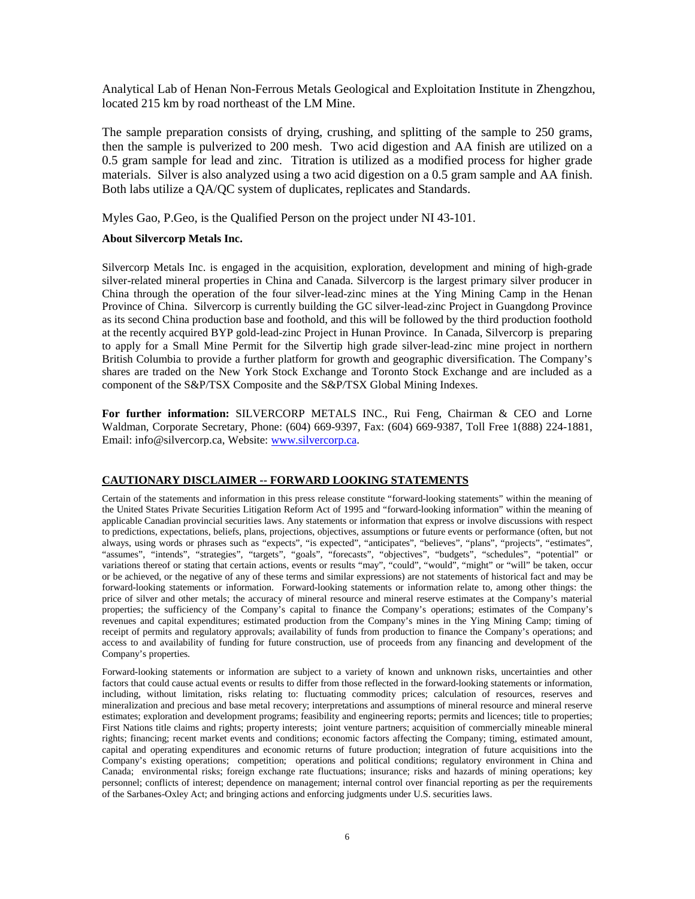Analytical Lab of Henan Non-Ferrous Metals Geological and Exploitation Institute in Zhengzhou, located 215 km by road northeast of the LM Mine.

The sample preparation consists of drying, crushing, and splitting of the sample to 250 grams, then the sample is pulverized to 200 mesh. Two acid digestion and AA finish are utilized on a 0.5 gram sample for lead and zinc. Titration is utilized as a modified process for higher grade materials. Silver is also analyzed using a two acid digestion on a 0.5 gram sample and AA finish. Both labs utilize a QA/QC system of duplicates, replicates and Standards.

Myles Gao, P.Geo, is the Qualified Person on the project under NI 43-101.

**About Silvercorp Metals Inc.**

Silvercorp Metals Inc. is engaged in the acquisition, exploration, development and mining of high-grade silver-related mineral properties in China and Canada. Silvercorp is the largest primary silver producer in China through the operation of the four silver-lead-zinc mines at the Ying Mining Camp in the Henan Province of China. Silvercorp is currently building the GC silver-lead-zinc Project in Guangdong Province as its second China production base and foothold, and this will be followed by the third production foothold at the recently acquired BYP gold-lead-zinc Project in Hunan Province. In Canada, Silvercorp is preparing to apply for a Small Mine Permit for the Silvertip high grade silver-lead-zinc mine project in northern British Columbia to provide a further platform for growth and geographic diversification. The Company's shares are traded on the New York Stock Exchange and Toronto Stock Exchange and are included as a component of the S&P/TSX Composite and the S&P/TSX Global Mining Indexes.

**For further information:** SILVERCORP METALS INC., Rui Feng, Chairman & CEO and Lorne Waldman, Corporate Secretary, Phone: (604) 669-9397, Fax: (604) 669-9387, Toll Free 1(888) 224-1881, Email: info@silvercorp.ca, Website: www.silvercorp.ca.

**CAUTIONARY DISCLAIMER -- FORWARD LOOKING STATEMENTS**

Certain of the statements and information in this press release constitute "forward-looking statements" within the meaning of the United States Private Securities Litigation Reform Act of 1995 and "forward-looking information" within the meaning of applicable Canadian provincial securities laws. Any statements or information that express or involve discussions with respect to predictions, expectations, beliefs, plans, projections, objectives, assumptions or future events or performance (often, but not always, using words or phrases such as "expects", "is expected", "anticipates", "believes", "plans", "projects", "estimates", "assumes", "intends", "strategies", "targets", "goals", "forecasts", "objectives", "budgets", "schedules", "potential" or variations thereof or stating that certain actions, events or results "may", "could", "would", "might" or "will" be taken, occur or be achieved, or the negative of any of these terms and similar expressions) are not statements of historical fact and may be forward-looking statements or information. Forward-looking statements or information relate to, among other things: the price of silver and other metals; the accuracy of mineral resource and mineral reserve estimates at the Company's material properties; the sufficiency of the Company's capital to finance the Company's operations; estimates of the Company's revenues and capital expenditures; estimated production from the Company's mines in the Ying Mining Camp; timing of receipt of permits and regulatory approvals; availability of funds from production to finance the Company's operations; and access to and availability of funding for future construction, use of proceeds from any financing and development of the Company's properties.

Forward-looking statements or information are subject to a variety of known and unknown risks, uncertainties and other factors that could cause actual events or results to differ from those reflected in the forward-looking statements or information, including, without limitation, risks relating to: fluctuating commodity prices; calculation of resources, reserves and mineralization and precious and base metal recovery; interpretations and assumptions of mineral resource and mineral reserve estimates; exploration and development programs; feasibility and engineering reports; permits and licences; title to properties; First Nations title claims and rights; property interests; joint venture partners; acquisition of commercially mineable mineral rights; financing; recent market events and conditions; economic factors affecting the Company; timing, estimated amount, capital and operating expenditures and economic returns of future production; integration of future acquisitions into the Company's existing operations; competition; operations and political conditions; regulatory environment in China and Canada; environmental risks; foreign exchange rate fluctuations; insurance; risks and hazards of mining operations; key personnel; conflicts of interest; dependence on management; internal control over financial reporting as per the requirements of the Sarbanes-Oxley Act; and bringing actions and enforcing judgments under U.S. securities laws.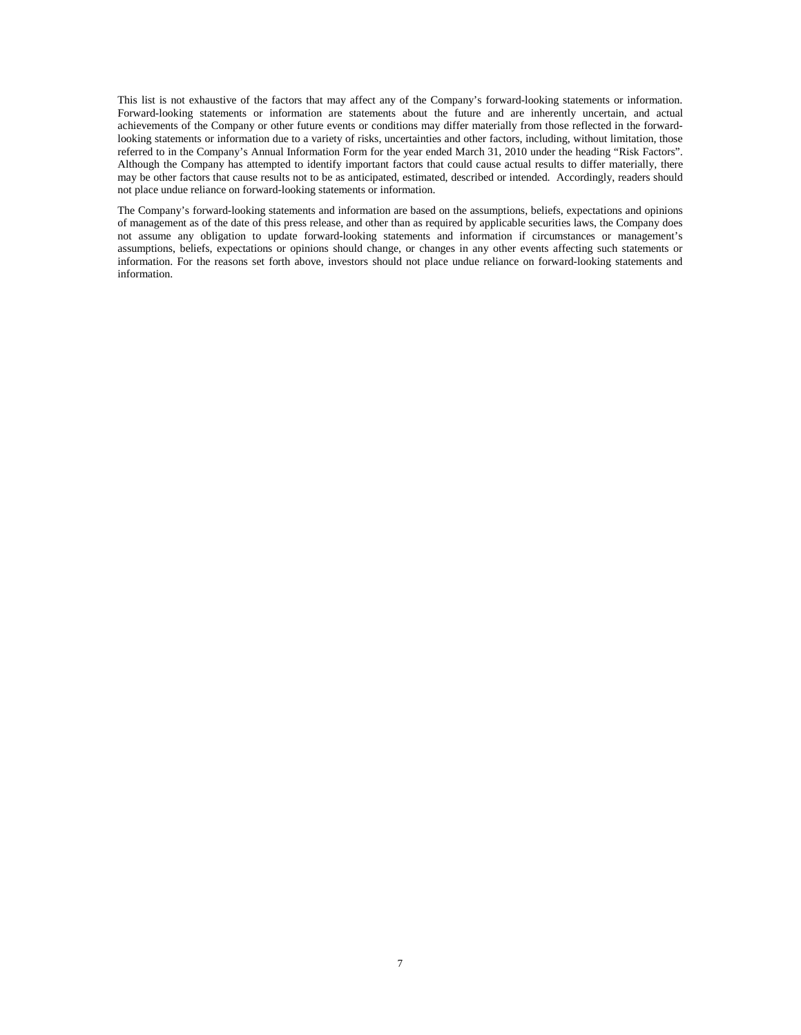This list is not exhaustive of the factors that may affect any of the Company's forward-looking statements or information. Forward-looking statements or information are statements about the future and are inherently uncertain, and actual achievements of the Company or other future events or conditions may differ materially from those reflected in the forward-looking statements or information due to a variety of risks, uncertainties and other factors, including, without limitation, those referred to in the Company's Annual Information Form for the year ended March 31, 2010 under the heading "Risk Factors". Although the Company has attempted to identify important factors that could cause actual results to differ materially, there may be other factors that cause results not to be as anticipated, estimated, described or intended. Accordingly, readers should not place undue reliance on forward-looking statements or information.

The Company's forward-looking statements and information are based on the assumptions, beliefs, expectations and opinions of management as of the date of this press release, and other than as required by applicable securities laws, the Company does not assume any obligation to update forward-looking statements and information if circumstances or management's assumptions, beliefs, expectations or opinions should change, or changes in any other events affecting such statements or information. For the reasons set forth above, investors should not place undue reliance on forward-looking statements and information.